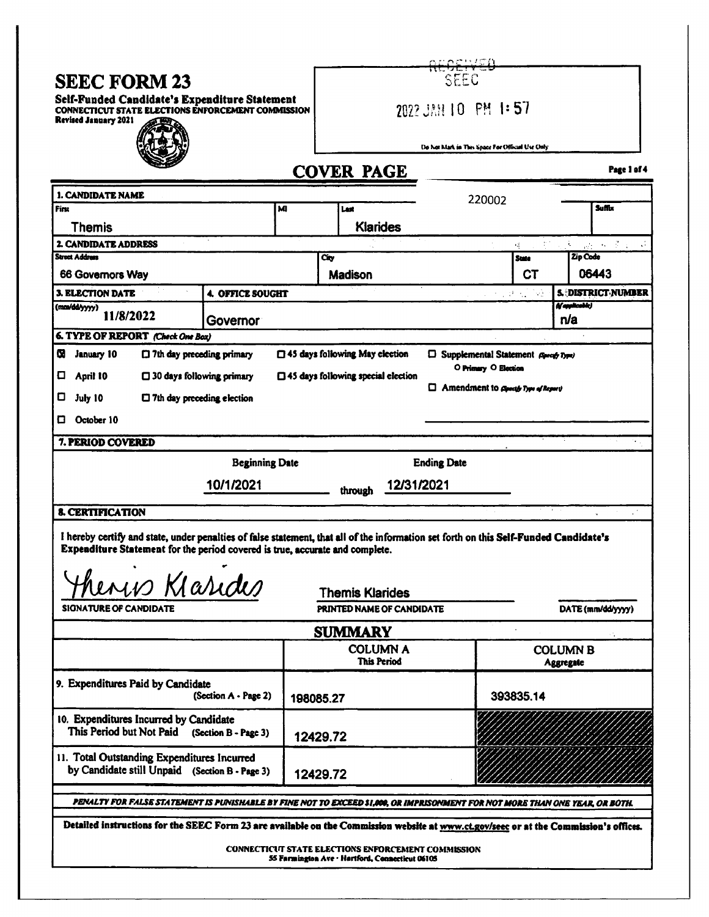# SEEC FORM 23

**Self-Funded Candidate's Expenditure Statement**
**CONNECTICUT STATE ELECTIONS ENFORCEMENT COMMISSION**
**Revised January 2021**

RECEIVED SEEC
2022 JAN 10 PM 1:57

Do Not Mark in This Space For Official Use Only

## COVER PAGE

220002

**1. CANDIDATE NAME**

| First | MI | Last | Suffix |
|---|---|---|---|
| Themis | | Klarides | |

**2. CANDIDATE ADDRESS**

| Street Address | City | State | Zip Code |
|---|---|---|---|
| 66 Governors Way | Madison | CT | 06443 |

| 3. ELECTION DATE (mm/dd/yyyy) | 4. OFFICE SOUGHT | 5. DISTRICT NUMBER (if applicable) |
|---|---|---|
| 11/8/2022 | Governor | n/a |

**6. TYPE OF REPORT** *(Check One Box)*

- ☒ January 10
- ☐ April 10
- ☐ July 10
- ☐ October 10
- ☐ 7th day preceding primary
- ☐ 30 days following primary
- ☐ 7th day preceding election
- ☐ 45 days following May election
- ☐ 45 days following special election
- ☐ Supplemental Statement *(Specify Type)* ○ Primary ○ Election
- ☐ Amendment to *(Specify Type of Report)*

**7. PERIOD COVERED**

Beginning Date 10/1/2021 through Ending Date 12/31/2021

**8. CERTIFICATION**

I hereby certify and state, under penalties of false statement, that all of the information set forth on this Self-Funded Candidate's Expenditure Statement for the period covered is true, accurate and complete.

| Themis Klarides (signature) | Themis Klarides | |
|---|---|---|
| SIGNATURE OF CANDIDATE | PRINTED NAME OF CANDIDATE | DATE (mm/dd/yyyy) |

## SUMMARY

| | COLUMN A This Period | COLUMN B Aggregate |
|---|---|---|
| 9. Expenditures Paid by Candidate (Section A - Page 2) | 198085.27 | 393835.14 |
| 10. Expenditures Incurred by Candidate This Period but Not Paid (Section B - Page 3) | 12429.72 | |
| 11. Total Outstanding Expenditures Incurred by Candidate still Unpaid (Section B - Page 3) | 12429.72 | |

***PENALTY FOR FALSE STATEMENT IS PUNISHABLE BY FINE NOT TO EXCEED $1,000, OR IMPRISONMENT FOR NOT MORE THAN ONE YEAR, OR BOTH.***

**Detailed instructions for the SEEC Form 23 are available on the Commission website at www.ct.gov/seec or at the Commission's offices.**

CONNECTICUT STATE ELECTIONS ENFORCEMENT COMMISSION
55 Farmington Ave · Hartford, Connecticut 06105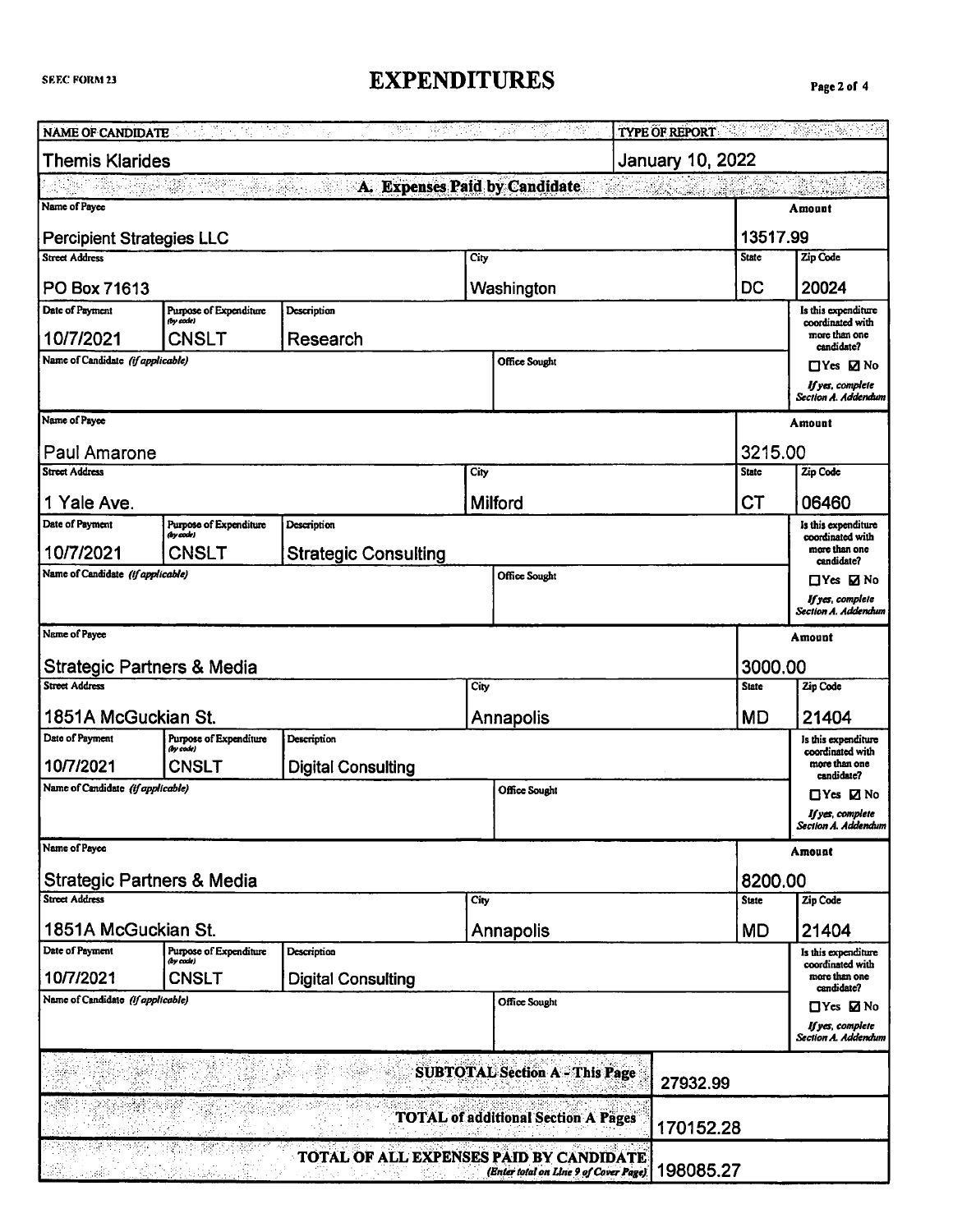SEEC FORM 23

# EXPENDITURES

| NAME OF CANDIDATE | TYPE OF REPORT |
|---|---|
| Themis Klarides | January 10, 2022 |

## A. Expenses Paid by Candidate

| Name of Payee | | | | | Amount | |
|---|---|---|---|---|---|---|
| Percipient Strategies LLC | | | | | 13517.99 | |
| **Street Address** | | | **City** | | **State** | **Zip Code** |
| PO Box 71613 | | | Washington | | DC | 20024 |
| **Date of Payment** | **Purpose of Expenditure (by code)** | **Description** | | | | **Is this expenditure coordinated with more than one candidate?** |
| 10/7/2021 | CNSLT | Research | | | | ☐Yes ☑ No |
| **Name of Candidate (if applicable)** | | | **Office Sought** | | | *If yes, complete Section A. Addendum* |
| | | | | | | |

| Name of Payee | | | | | Amount | |
|---|---|---|---|---|---|---|
| Paul Amarone | | | | | 3215.00 | |
| **Street Address** | | | **City** | | **State** | **Zip Code** |
| 1 Yale Ave. | | | Milford | | CT | 06460 |
| **Date of Payment** | **Purpose of Expenditure (by code)** | **Description** | | | | **Is this expenditure coordinated with more than one candidate?** |
| 10/7/2021 | CNSLT | Strategic Consulting | | | | ☐Yes ☑ No |
| **Name of Candidate (if applicable)** | | | **Office Sought** | | | *If yes, complete Section A. Addendum* |
| | | | | | | |

| Name of Payee | | | | | Amount | |
|---|---|---|---|---|---|---|
| Strategic Partners & Media | | | | | 3000.00 | |
| **Street Address** | | | **City** | | **State** | **Zip Code** |
| 1851A McGuckian St. | | | Annapolis | | MD | 21404 |
| **Date of Payment** | **Purpose of Expenditure (by code)** | **Description** | | | | **Is this expenditure coordinated with more than one candidate?** |
| 10/7/2021 | CNSLT | Digital Consulting | | | | ☐Yes ☑ No |
| **Name of Candidate (if applicable)** | | | **Office Sought** | | | *If yes, complete Section A. Addendum* |
| | | | | | | |

| Name of Payee | | | | | Amount | |
|---|---|---|---|---|---|---|
| Strategic Partners & Media | | | | | 8200.00 | |
| **Street Address** | | | **City** | | **State** | **Zip Code** |
| 1851A McGuckian St. | | | Annapolis | | MD | 21404 |
| **Date of Payment** | **Purpose of Expenditure (by code)** | **Description** | | | | **Is this expenditure coordinated with more than one candidate?** |
| 10/7/2021 | CNSLT | Digital Consulting | | | | ☐Yes ☑ No |
| **Name of Candidate (if applicable)** | | | **Office Sought** | | | *If yes, complete Section A. Addendum* |
| | | | | | | |

| | |
|---|---|
| **SUBTOTAL Section A - This Page** | 27932.99 |
| **TOTAL of additional Section A Pages** | 170152.28 |
| **TOTAL OF ALL EXPENSES PAID BY CANDIDATE** *(Enter total on Line 9 of Cover Page)* | 198085.27 |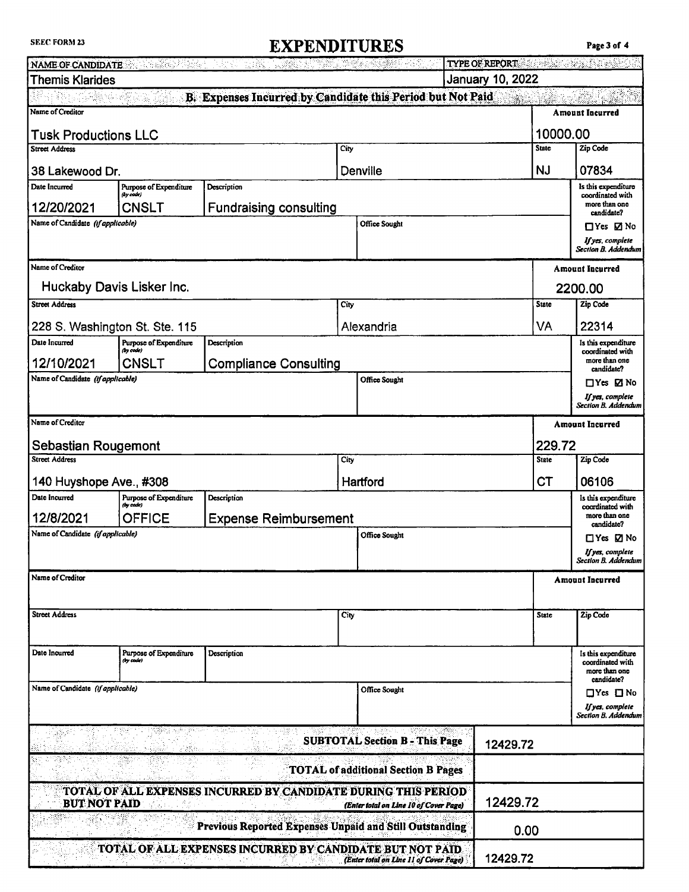SEEC FORM 23

# EXPENDITURES

| NAME OF CANDIDATE | TYPE OF REPORT |
|---|---|
| Themis Klarides | January 10, 2022 |

## B. Expenses Incurred by Candidate this Period but Not Paid

| Name of Creditor | Amount Incurred |
|---|---|
| Tusk Productions LLC | 10000.00 |

| Street Address | City | State | Zip Code |
|---|---|---|---|
| 38 Lakewood Dr. | Denville | NJ | 07834 |

| Date Incurred | Purpose of Expenditure (by code) | Description | Is this expenditure coordinated with more than one candidate? |
|---|---|---|---|
| 12/20/2021 | CNSLT | Fundraising consulting | ☐ Yes ☑ No |

| Name of Candidate (if applicable) | Office Sought | If yes, complete Section B. Addendum |
|---|---|---|
| | | |

| Name of Creditor | Amount Incurred |
|---|---|
| Huckaby Davis Lisker Inc. | 2200.00 |

| Street Address | City | State | Zip Code |
|---|---|---|---|
| 228 S. Washington St. Ste. 115 | Alexandria | VA | 22314 |

| Date Incurred | Purpose of Expenditure (by code) | Description | Is this expenditure coordinated with more than one candidate? |
|---|---|---|---|
| 12/10/2021 | CNSLT | Compliance Consulting | ☐ Yes ☑ No |

| Name of Candidate (if applicable) | Office Sought | If yes, complete Section B. Addendum |
|---|---|---|
| | | |

| Name of Creditor | Amount Incurred |
|---|---|
| Sebastian Rougemont | 229.72 |

| Street Address | City | State | Zip Code |
|---|---|---|---|
| 140 Huyshope Ave., #308 | Hartford | CT | 06106 |

| Date Incurred | Purpose of Expenditure (by code) | Description | Is this expenditure coordinated with more than one candidate? |
|---|---|---|---|
| 12/8/2021 | OFFICE | Expense Reimbursement | ☐ Yes ☑ No |

| Name of Candidate (if applicable) | Office Sought | If yes, complete Section B. Addendum |
|---|---|---|
| | | |

| Name of Creditor | Amount Incurred |
|---|---|
| | |

| Street Address | City | State | Zip Code |
|---|---|---|---|
| | | | |

| Date Incurred | Purpose of Expenditure (by code) | Description | Is this expenditure coordinated with more than one candidate? |
|---|---|---|---|
| | | | ☐ Yes ☐ No |

| Name of Candidate (if applicable) | Office Sought | If yes, complete Section B. Addendum |
|---|---|---|
| | | |

| | |
|---|---|
| **SUBTOTAL Section B - This Page** | 12429.72 |
| **TOTAL of additional Section B Pages** | |
| **TOTAL OF ALL EXPENSES INCURRED BY CANDIDATE DURING THIS PERIOD BUT NOT PAID** *(Enter total on Line 10 of Cover Page)* | 12429.72 |
| **Previous Reported Expenses Unpaid and Still Outstanding** | 0.00 |
| **TOTAL OF ALL EXPENSES INCURRED BY CANDIDATE BUT NOT PAID** *(Enter total on Line 11 of Cover Page)* | 12429.72 |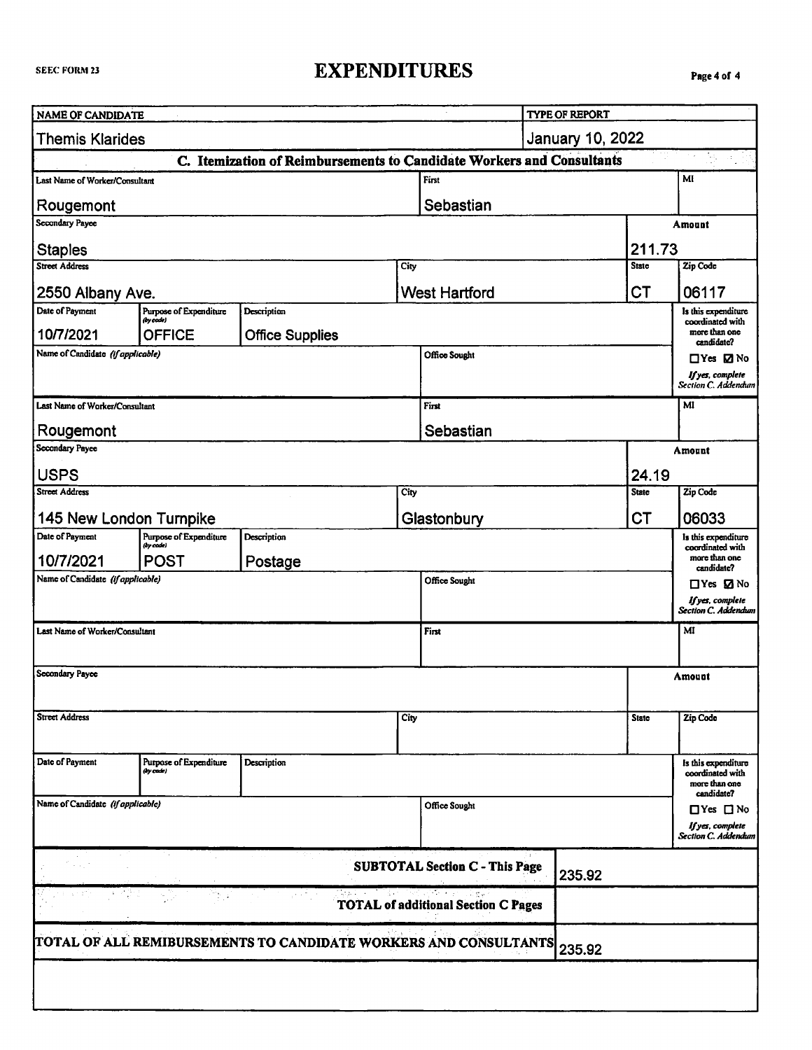SEEC FORM 23

# EXPENDITURES

| NAME OF CANDIDATE | TYPE OF REPORT |
|---|---|
| Themis Klarides | January 10, 2022 |

## C. Itemization of Reimbursements to Candidate Workers and Consultants

| Field | Entry 1 | Entry 2 | Entry 3 |
|---|---|---|---|
| Last Name of Worker/Consultant | Rougemont | Rougemont | |
| First | Sebastian | Sebastian | |
| MI | | | |
| Secondary Payee | Staples | USPS | |
| Amount | 211.73 | 24.19 | |
| Street Address | 2550 Albany Ave. | 145 New London Turnpike | |
| City | West Hartford | Glastonbury | |
| State | CT | CT | |
| Zip Code | 06117 | 06033 | |
| Date of Payment | 10/7/2021 | 10/7/2021 | |
| Purpose of Expenditure (by code) | OFFICE | POST | |
| Description | Office Supplies | Postage | |
| Name of Candidate (if applicable) | | | |
| Office Sought | | | |
| Is this expenditure coordinated with more than one candidate? (If yes, complete Section C. Addendum) | ☐ Yes ☑ No | ☐ Yes ☑ No | ☐ Yes ☐ No |

| | |
|---|---|
| SUBTOTAL Section C - This Page | 235.92 |
| TOTAL of additional Section C Pages | |
| TOTAL OF ALL REIMBURSEMENTS TO CANDIDATE WORKERS AND CONSULTANTS | 235.92 |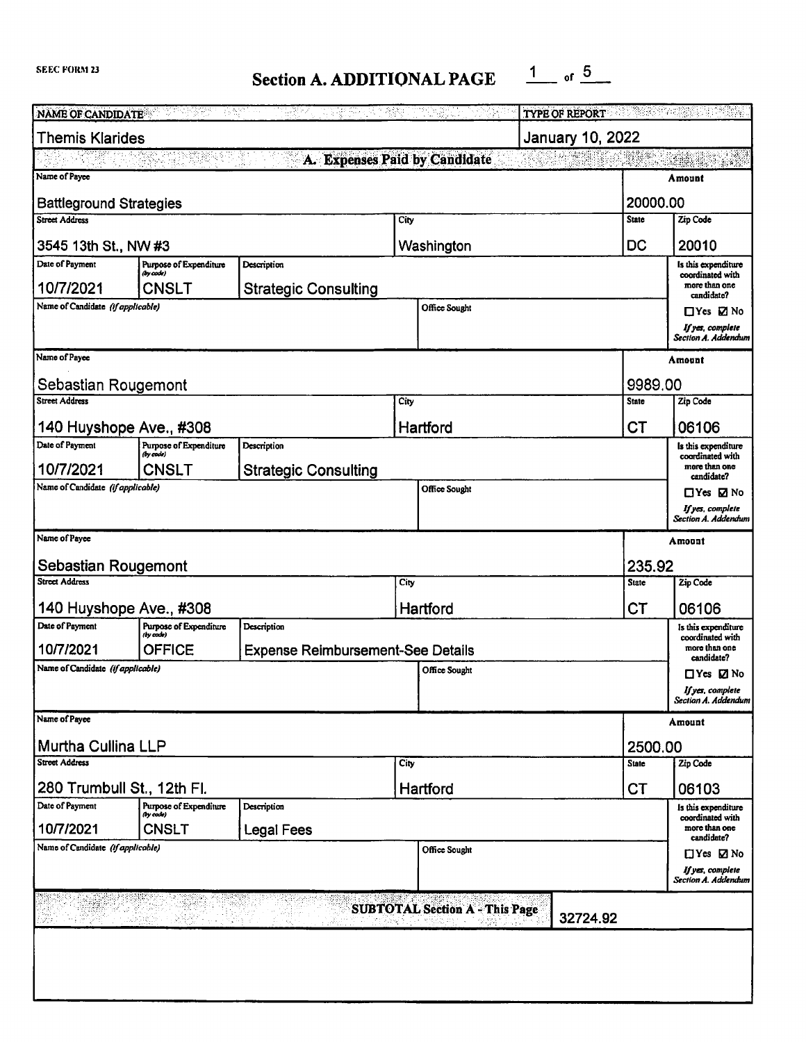SEEC FORM 23

# Section A. ADDITIONAL PAGE 1 of 5

| NAME OF CANDIDATE | TYPE OF REPORT |
|---|---|
| Themis Klarides | January 10, 2022 |

## A. Expenses Paid by Candidate

| Name of Payee | | | | Amount | |
|---|---|---|---|---|---|
| Battleground Strategies | | | | 20000.00 | |
| **Street Address** | | **City** | | **State** | **Zip Code** |
| 3545 13th St., NW #3 | | Washington | | DC | 20010 |
| **Date of Payment** | **Purpose of Expenditure (by code)** | **Description** | | **Is this expenditure coordinated with more than one candidate?** | |
| 10/7/2021 | CNSLT | Strategic Consulting | | ☐ Yes ☑ No *If yes, complete Section A. Addendum* | |
| **Name of Candidate (if applicable)** | | **Office Sought** | | | |
| | | | | | |

| Name of Payee | | | | Amount | |
|---|---|---|---|---|---|
| Sebastian Rougemont | | | | 9989.00 | |
| **Street Address** | | **City** | | **State** | **Zip Code** |
| 140 Huyshope Ave., #308 | | Hartford | | CT | 06106 |
| **Date of Payment** | **Purpose of Expenditure (by code)** | **Description** | | **Is this expenditure coordinated with more than one candidate?** | |
| 10/7/2021 | CNSLT | Strategic Consulting | | ☐ Yes ☑ No *If yes, complete Section A. Addendum* | |
| **Name of Candidate (if applicable)** | | **Office Sought** | | | |
| | | | | | |

| Name of Payee | | | | Amount | |
|---|---|---|---|---|---|
| Sebastian Rougemont | | | | 235.92 | |
| **Street Address** | | **City** | | **State** | **Zip Code** |
| 140 Huyshope Ave., #308 | | Hartford | | CT | 06106 |
| **Date of Payment** | **Purpose of Expenditure (by code)** | **Description** | | **Is this expenditure coordinated with more than one candidate?** | |
| 10/7/2021 | OFFICE | Expense Reimbursement-See Details | | ☐ Yes ☑ No *If yes, complete Section A. Addendum* | |
| **Name of Candidate (if applicable)** | | **Office Sought** | | | |
| | | | | | |

| Name of Payee | | | | Amount | |
|---|---|---|---|---|---|
| Murtha Cullina LLP | | | | 2500.00 | |
| **Street Address** | | **City** | | **State** | **Zip Code** |
| 280 Trumbull St., 12th Fl. | | Hartford | | CT | 06103 |
| **Date of Payment** | **Purpose of Expenditure (by code)** | **Description** | | **Is this expenditure coordinated with more than one candidate?** | |
| 10/7/2021 | CNSLT | Legal Fees | | ☐ Yes ☑ No *If yes, complete Section A. Addendum* | |
| **Name of Candidate (if applicable)** | | **Office Sought** | | | |
| | | | | | |

**SUBTOTAL Section A - This Page:** 32724.92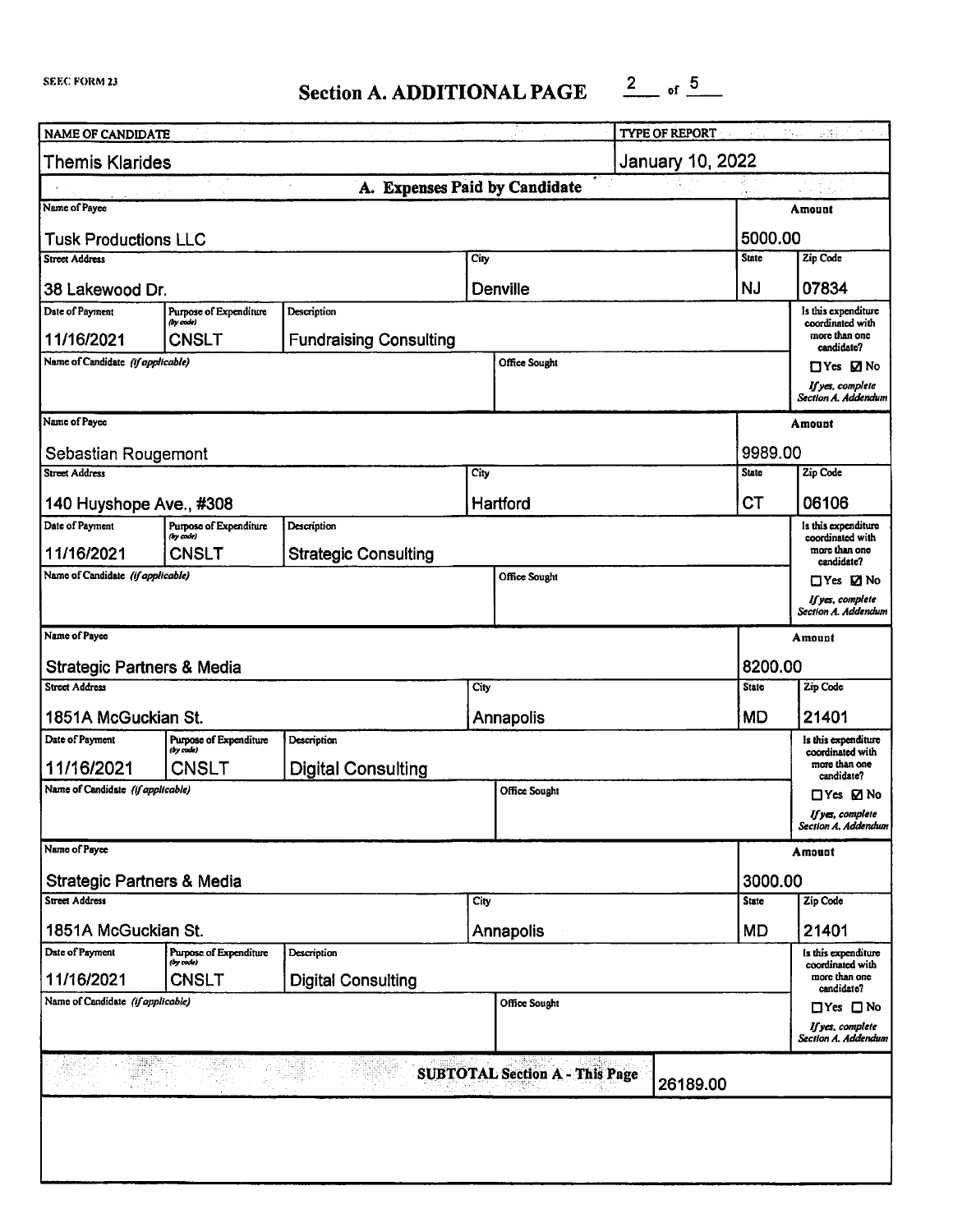SEEC FORM 23

# Section A. ADDITIONAL PAGE

| NAME OF CANDIDATE | TYPE OF REPORT |
|---|---|
| Themis Klarides | January 10, 2022 |

## A. Expenses Paid by Candidate

| Name of Payee | | | | Amount | |
|---|---|---|---|---|---|
| Tusk Productions LLC | | | | 5000.00 | |
| **Street Address** | | **City** | | **State** | **Zip Code** |
| 38 Lakewood Dr. | | Denville | | NJ | 07834 |
| **Date of Payment** | **Purpose of Expenditure (by code)** | **Description** | | | **Is this expenditure coordinated with more than one candidate?** |
| 11/16/2021 | CNSLT | Fundraising Consulting | | | ☐ Yes ☑ No |
| **Name of Candidate (if applicable)** | | | **Office Sought** | | *If yes, complete Section A. Addendum* |
| | | | | | |

| Name of Payee | | | | Amount | |
|---|---|---|---|---|---|
| Sebastian Rougemont | | | | 9989.00 | |
| **Street Address** | | **City** | | **State** | **Zip Code** |
| 140 Huyshope Ave., #308 | | Hartford | | CT | 06106 |
| **Date of Payment** | **Purpose of Expenditure (by code)** | **Description** | | | **Is this expenditure coordinated with more than one candidate?** |
| 11/16/2021 | CNSLT | Strategic Consulting | | | ☐ Yes ☑ No |
| **Name of Candidate (if applicable)** | | | **Office Sought** | | *If yes, complete Section A. Addendum* |
| | | | | | |

| Name of Payee | | | | Amount | |
|---|---|---|---|---|---|
| Strategic Partners & Media | | | | 8200.00 | |
| **Street Address** | | **City** | | **State** | **Zip Code** |
| 1851A McGuckian St. | | Annapolis | | MD | 21401 |
| **Date of Payment** | **Purpose of Expenditure (by code)** | **Description** | | | **Is this expenditure coordinated with more than one candidate?** |
| 11/16/2021 | CNSLT | Digital Consulting | | | ☐ Yes ☑ No |
| **Name of Candidate (if applicable)** | | | **Office Sought** | | *If yes, complete Section A. Addendum* |
| | | | | | |

| Name of Payee | | | | Amount | |
|---|---|---|---|---|---|
| Strategic Partners & Media | | | | 3000.00 | |
| **Street Address** | | **City** | | **State** | **Zip Code** |
| 1851A McGuckian St. | | Annapolis | | MD | 21401 |
| **Date of Payment** | **Purpose of Expenditure (by code)** | **Description** | | | **Is this expenditure coordinated with more than one candidate?** |
| 11/16/2021 | CNSLT | Digital Consulting | | | ☐ Yes ☐ No |
| **Name of Candidate (if applicable)** | | | **Office Sought** | | *If yes, complete Section A. Addendum* |
| | | | | | |

| SUBTOTAL Section A - This Page | 26189.00 |
|---|---|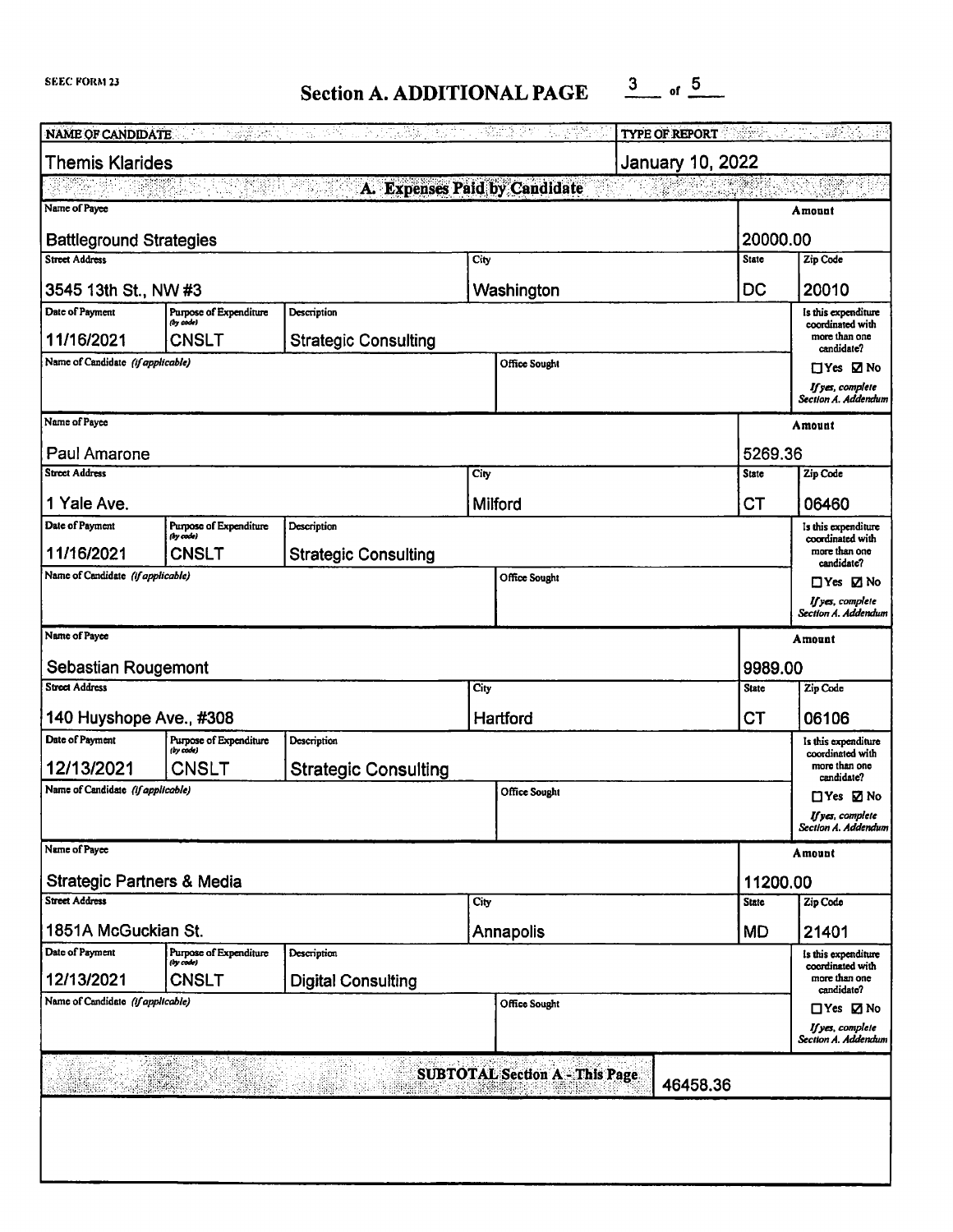SEEC FORM 23

# Section A. ADDITIONAL PAGE 3 of 5

| NAME OF CANDIDATE | TYPE OF REPORT |
|---|---|
| Themis Klarides | January 10, 2022 |

## A. Expenses Paid by Candidate

| Name of Payee | | | | | Amount | |
|---|---|---|---|---|---|---|
| Battleground Strategies | | | | | 20000.00 | |
| **Street Address** | | | **City** | | **State** | **Zip Code** |
| 3545 13th St., NW #3 | | | Washington | | DC | 20010 |
| **Date of Payment** | **Purpose of Expenditure (by code)** | **Description** | | | **Is this expenditure coordinated with more than one candidate?** | |
| 11/16/2021 | CNSLT | Strategic Consulting | | | ☐ Yes ☑ No *If yes, complete Section A. Addendum* | |
| **Name of Candidate (if applicable)** | | | **Office Sought** | | | |
| | | | | | | |

| Name of Payee | | | | | Amount | |
|---|---|---|---|---|---|---|
| Paul Amarone | | | | | 5269.36 | |
| **Street Address** | | | **City** | | **State** | **Zip Code** |
| 1 Yale Ave. | | | Milford | | CT | 06460 |
| **Date of Payment** | **Purpose of Expenditure (by code)** | **Description** | | | **Is this expenditure coordinated with more than one candidate?** | |
| 11/16/2021 | CNSLT | Strategic Consulting | | | ☐ Yes ☑ No *If yes, complete Section A. Addendum* | |
| **Name of Candidate (if applicable)** | | | **Office Sought** | | | |
| | | | | | | |

| Name of Payee | | | | | Amount | |
|---|---|---|---|---|---|---|
| Sebastian Rougemont | | | | | 9989.00 | |
| **Street Address** | | | **City** | | **State** | **Zip Code** |
| 140 Huyshope Ave., #308 | | | Hartford | | CT | 06106 |
| **Date of Payment** | **Purpose of Expenditure (by code)** | **Description** | | | **Is this expenditure coordinated with more than one candidate?** | |
| 12/13/2021 | CNSLT | Strategic Consulting | | | ☐ Yes ☑ No *If yes, complete Section A. Addendum* | |
| **Name of Candidate (if applicable)** | | | **Office Sought** | | | |
| | | | | | | |

| Name of Payee | | | | | Amount | |
|---|---|---|---|---|---|---|
| Strategic Partners & Media | | | | | 11200.00 | |
| **Street Address** | | | **City** | | **State** | **Zip Code** |
| 1851A McGuckian St. | | | Annapolis | | MD | 21401 |
| **Date of Payment** | **Purpose of Expenditure (by code)** | **Description** | | | **Is this expenditure coordinated with more than one candidate?** | |
| 12/13/2021 | CNSLT | Digital Consulting | | | ☐ Yes ☑ No *If yes, complete Section A. Addendum* | |
| **Name of Candidate (if applicable)** | | | **Office Sought** | | | |
| | | | | | | |

**SUBTOTAL Section A - This Page** 46458.36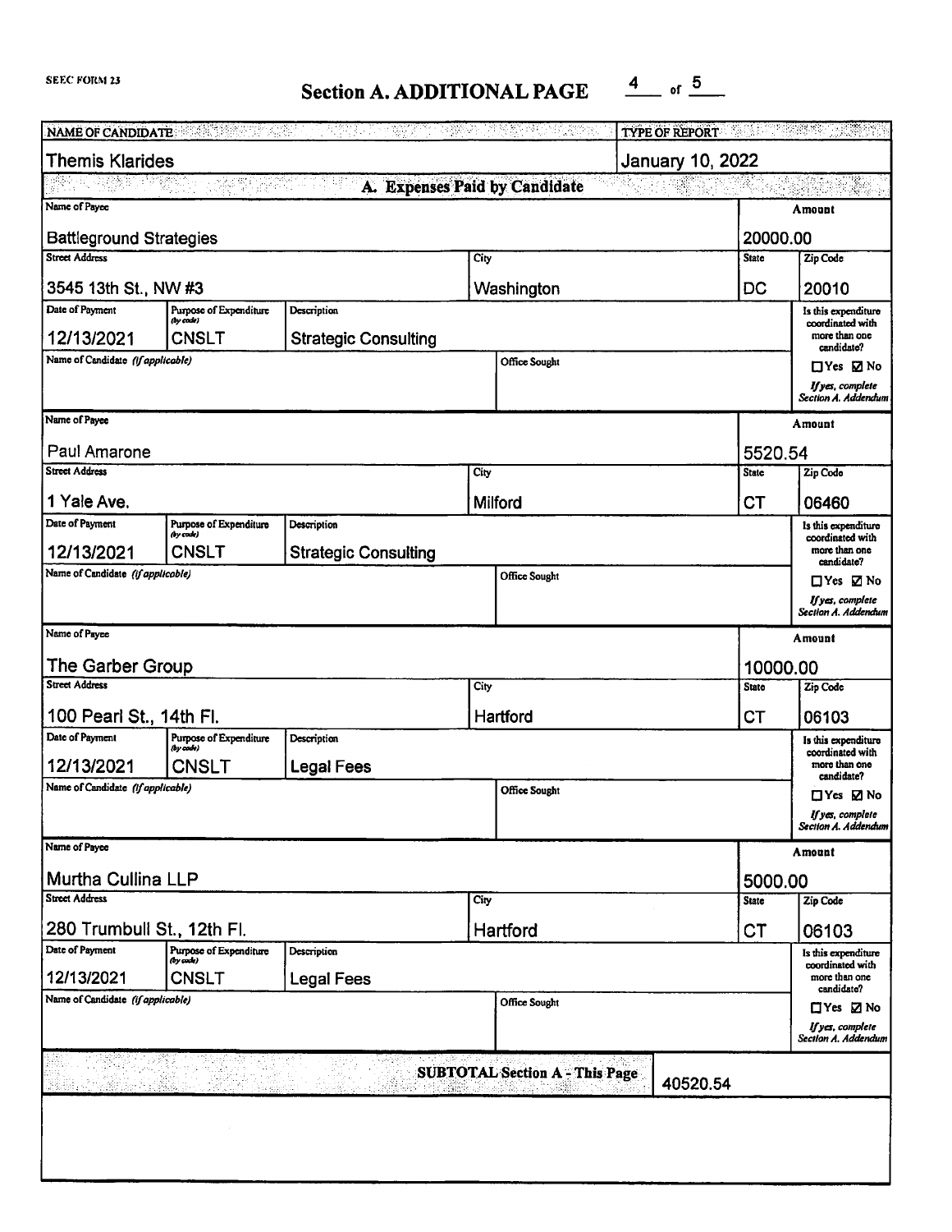SEEC FORM 23

# Section A. ADDITIONAL PAGE

| NAME OF CANDIDATE | TYPE OF REPORT |
|---|---|
| Themis Klarides | January 10, 2022 |

## A. Expenses Paid by Candidate

| Name of Payee | | | | Amount | |
|---|---|---|---|---|---|
| Battleground Strategies | | | | 20000.00 | |
| **Street Address** | | **City** | | **State** | **Zip Code** |
| 3545 13th St., NW #3 | | Washington | | DC | 20010 |
| **Date of Payment** | **Purpose of Expenditure (by code)** | **Description** | | | **Is this expenditure coordinated with more than one candidate?** |
| 12/13/2021 | CNSLT | Strategic Consulting | | | ☐ Yes ☑ No |
| **Name of Candidate (if applicable)** | | | **Office Sought** | | *If yes, complete Section A. Addendum* |
| | | | | | |

| Name of Payee | | | | Amount | |
|---|---|---|---|---|---|
| Paul Amarone | | | | 5520.54 | |
| **Street Address** | | **City** | | **State** | **Zip Code** |
| 1 Yale Ave. | | Milford | | CT | 06460 |
| **Date of Payment** | **Purpose of Expenditure (by code)** | **Description** | | | **Is this expenditure coordinated with more than one candidate?** |
| 12/13/2021 | CNSLT | Strategic Consulting | | | ☐ Yes ☑ No |
| **Name of Candidate (if applicable)** | | | **Office Sought** | | *If yes, complete Section A. Addendum* |
| | | | | | |

| Name of Payee | | | | Amount | |
|---|---|---|---|---|---|
| The Garber Group | | | | 10000.00 | |
| **Street Address** | | **City** | | **State** | **Zip Code** |
| 100 Pearl St., 14th Fl. | | Hartford | | CT | 06103 |
| **Date of Payment** | **Purpose of Expenditure (by code)** | **Description** | | | **Is this expenditure coordinated with more than one candidate?** |
| 12/13/2021 | CNSLT | Legal Fees | | | ☐ Yes ☑ No |
| **Name of Candidate (if applicable)** | | | **Office Sought** | | *If yes, complete Section A. Addendum* |
| | | | | | |

| Name of Payee | | | | Amount | |
|---|---|---|---|---|---|
| Murtha Cullina LLP | | | | 5000.00 | |
| **Street Address** | | **City** | | **State** | **Zip Code** |
| 280 Trumbull St., 12th Fl. | | Hartford | | CT | 06103 |
| **Date of Payment** | **Purpose of Expenditure (by code)** | **Description** | | | **Is this expenditure coordinated with more than one candidate?** |
| 12/13/2021 | CNSLT | Legal Fees | | | ☐ Yes ☑ No |
| **Name of Candidate (if applicable)** | | | **Office Sought** | | *If yes, complete Section A. Addendum* |
| | | | | | |

**SUBTOTAL Section A - This Page:** 40520.54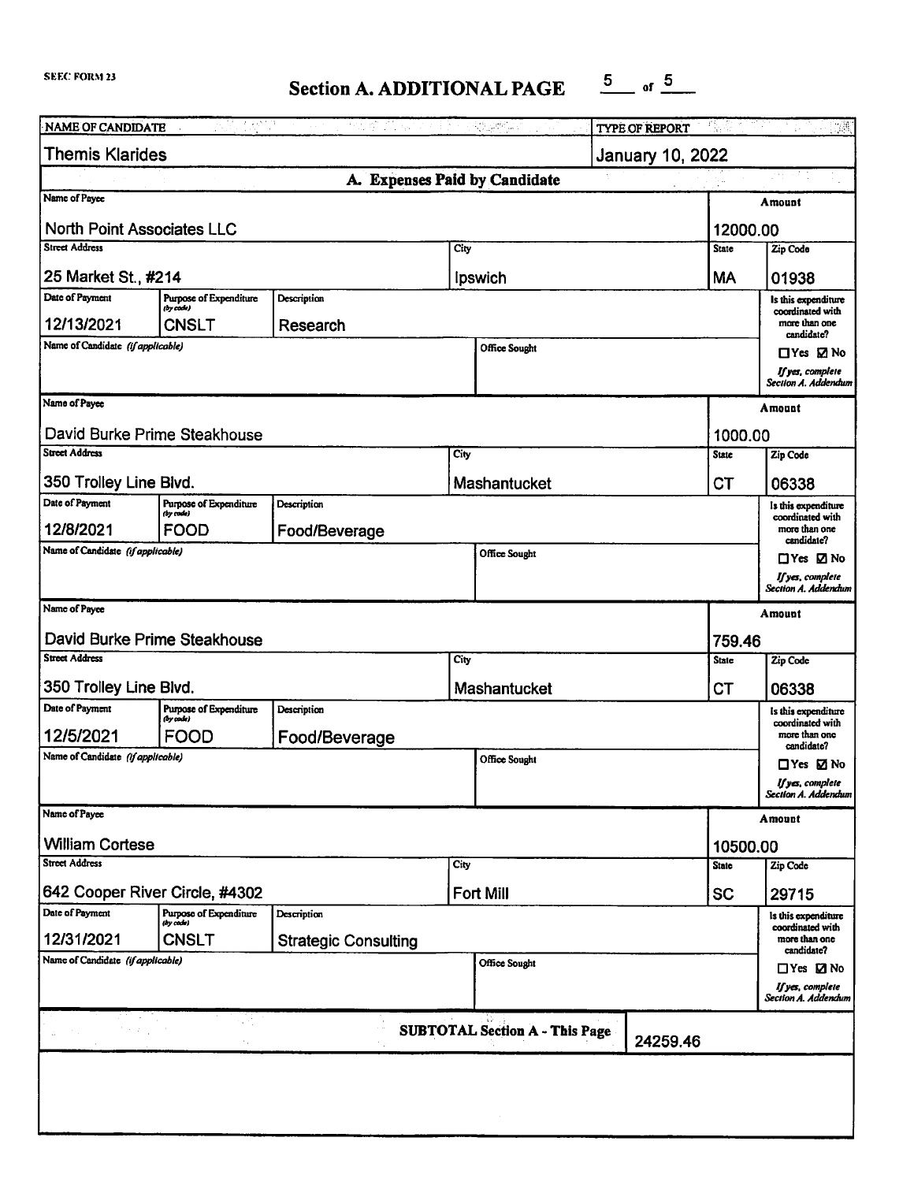SEEC FORM 23

# Section A. ADDITIONAL PAGE 5 of 5

| NAME OF CANDIDATE | TYPE OF REPORT |
|---|---|
| Themis Klarides | January 10, 2022 |

## A. Expenses Paid by Candidate

| Name of Payee | | | | Amount | |
|---|---|---|---|---|---|
| North Point Associates LLC | | | | 12000.00 | |
| **Street Address** | | **City** | | **State** | **Zip Code** |
| 25 Market St., #214 | | Ipswich | | MA | 01938 |
| **Date of Payment** | **Purpose of Expenditure (by code)** | **Description** | | | **Is this expenditure coordinated with more than one candidate?** |
| 12/13/2021 | CNSLT | Research | | | ☐ Yes ☑ No |
| **Name of Candidate (if applicable)** | | **Office Sought** | | | *If yes, complete Section A. Addendum* |
| | | | | | |

| Name of Payee | | | | Amount | |
|---|---|---|---|---|---|
| David Burke Prime Steakhouse | | | | 1000.00 | |
| **Street Address** | | **City** | | **State** | **Zip Code** |
| 350 Trolley Line Blvd. | | Mashantucket | | CT | 06338 |
| **Date of Payment** | **Purpose of Expenditure (by code)** | **Description** | | | **Is this expenditure coordinated with more than one candidate?** |
| 12/8/2021 | FOOD | Food/Beverage | | | ☐ Yes ☑ No |
| **Name of Candidate (if applicable)** | | **Office Sought** | | | *If yes, complete Section A. Addendum* |
| | | | | | |

| Name of Payee | | | | Amount | |
|---|---|---|---|---|---|
| David Burke Prime Steakhouse | | | | 759.46 | |
| **Street Address** | | **City** | | **State** | **Zip Code** |
| 350 Trolley Line Blvd. | | Mashantucket | | CT | 06338 |
| **Date of Payment** | **Purpose of Expenditure (by code)** | **Description** | | | **Is this expenditure coordinated with more than one candidate?** |
| 12/5/2021 | FOOD | Food/Beverage | | | ☐ Yes ☑ No |
| **Name of Candidate (if applicable)** | | **Office Sought** | | | *If yes, complete Section A. Addendum* |
| | | | | | |

| Name of Payee | | | | Amount | |
|---|---|---|---|---|---|
| William Cortese | | | | 10500.00 | |
| **Street Address** | | **City** | | **State** | **Zip Code** |
| 642 Cooper River Circle, #4302 | | Fort Mill | | SC | 29715 |
| **Date of Payment** | **Purpose of Expenditure (by code)** | **Description** | | | **Is this expenditure coordinated with more than one candidate?** |
| 12/31/2021 | CNSLT | Strategic Consulting | | | ☐ Yes ☑ No |
| **Name of Candidate (if applicable)** | | **Office Sought** | | | *If yes, complete Section A. Addendum* |
| | | | | | |

**SUBTOTAL Section A - This Page:** 24259.46